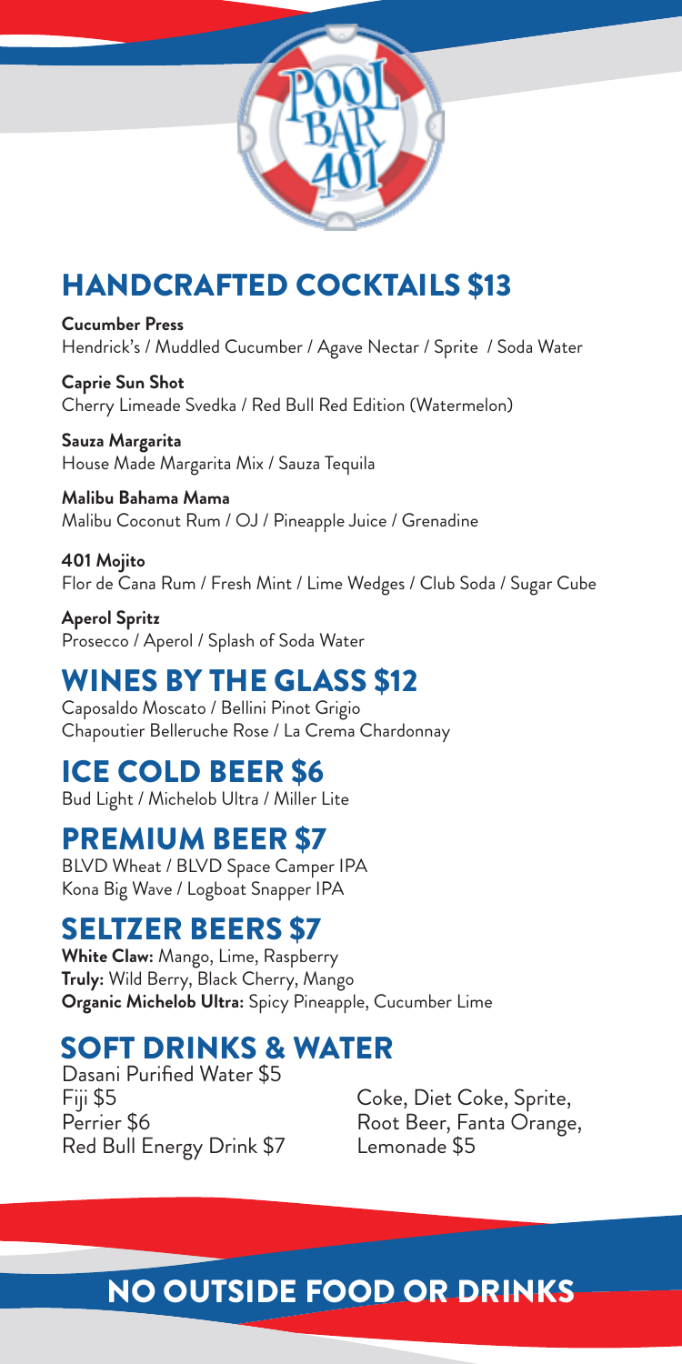# POOL BAR 401

## HANDCRAFTED COCKTAILS $13

**Cucumber Press**
Hendrick's / Muddled Cucumber / Agave Nectar / Sprite / Soda Water

**Caprie Sun Shot**
Cherry Limeade Svedka / Red Bull Red Edition (Watermelon)

**Sauza Margarita**
House Made Margarita Mix / Sauza Tequila

**Malibu Bahama Mama**
Malibu Coconut Rum / OJ / Pineapple Juice / Grenadine

**401 Mojito**
Flor de Cana Rum / Fresh Mint / Lime Wedges / Club Soda / Sugar Cube

**Aperol Spritz**
Prosecco / Aperol / Splash of Soda Water

## WINES BY THE GLASS $12

Caposaldo Moscato / Bellini Pinot Grigio
Chapoutier Belleruche Rose / La Crema Chardonnay

## ICE COLD BEER $6

Bud Light / Michelob Ultra / Miller Lite

## PREMIUM BEER $7

BLVD Wheat / BLVD Space Camper IPA
Kona Big Wave / Logboat Snapper IPA

## SELTZER BEERS $7

**White Claw:** Mango, Lime, Raspberry
**Truly:** Wild Berry, Black Cherry, Mango
**Organic Michelob Ultra:** Spicy Pineapple, Cucumber Lime

## SOFT DRINKS & WATER

Dasani Purified Water $5
Fiji $5
Perrier $6
Red Bull Energy Drink $7

Coke, Diet Coke, Sprite, Root Beer, Fanta Orange, Lemonade $5

## NO OUTSIDE FOOD OR DRINKS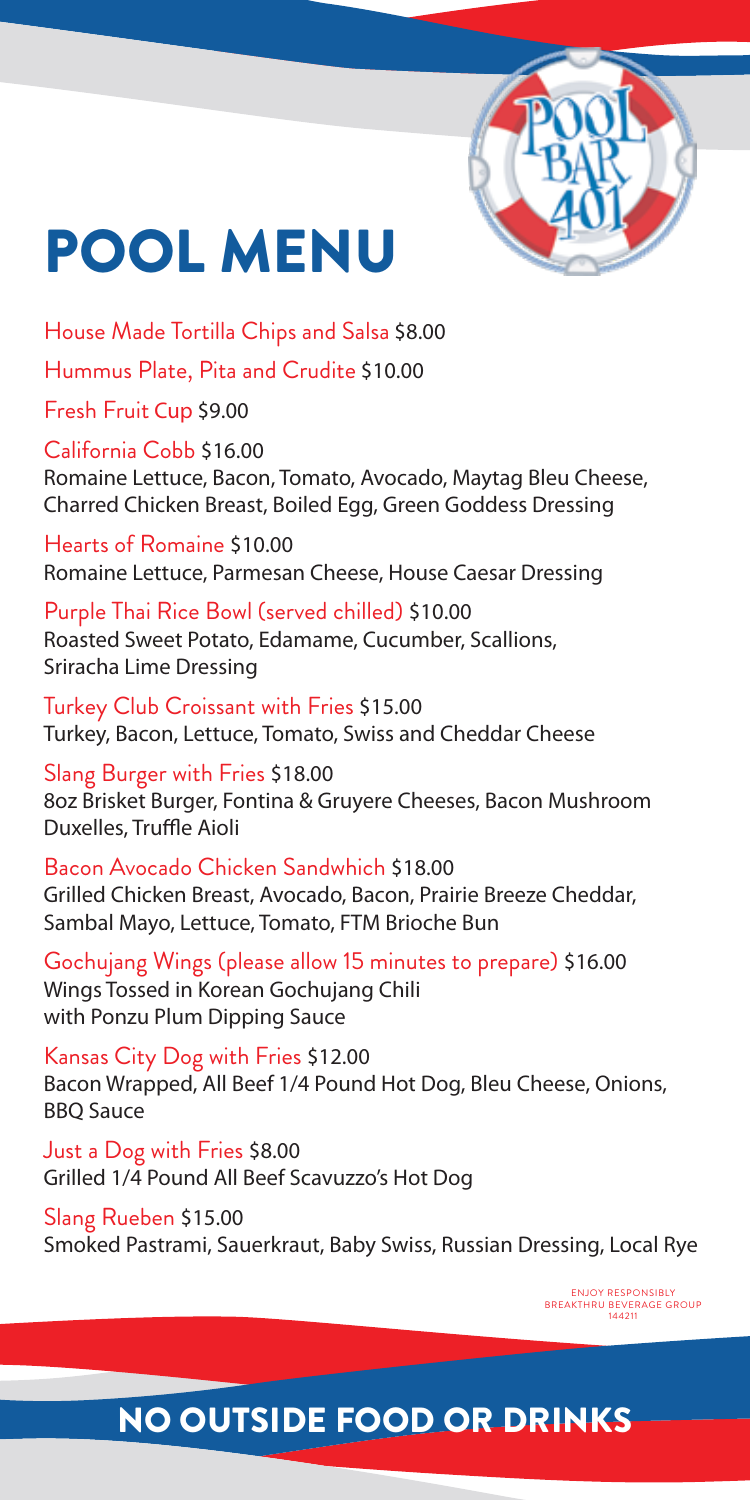# POOL MENU

House Made Tortilla Chips and Salsa $8.00

Hummus Plate, Pita and Crudite $10.00

Fresh Fruit Cup $9.00

California Cobb $16.00
Romaine Lettuce, Bacon, Tomato, Avocado, Maytag Bleu Cheese, Charred Chicken Breast, Boiled Egg, Green Goddess Dressing

Hearts of Romaine $10.00
Romaine Lettuce, Parmesan Cheese, House Caesar Dressing

Purple Thai Rice Bowl (served chilled) $10.00
Roasted Sweet Potato, Edamame, Cucumber, Scallions, Sriracha Lime Dressing

Turkey Club Croissant with Fries $15.00
Turkey, Bacon, Lettuce, Tomato, Swiss and Cheddar Cheese

Slang Burger with Fries $18.00
8oz Brisket Burger, Fontina & Gruyere Cheeses, Bacon Mushroom Duxelles, Truffle Aioli

Bacon Avocado Chicken Sandwhich $18.00
Grilled Chicken Breast, Avocado, Bacon, Prairie Breeze Cheddar, Sambal Mayo, Lettuce, Tomato, FTM Brioche Bun

Gochujang Wings (please allow 15 minutes to prepare) $16.00
Wings Tossed in Korean Gochujang Chili with Ponzu Plum Dipping Sauce

Kansas City Dog with Fries $12.00
Bacon Wrapped, All Beef 1/4 Pound Hot Dog, Bleu Cheese, Onions, BBQ Sauce

Just a Dog with Fries $8.00
Grilled 1/4 Pound All Beef Scavuzzo's Hot Dog

Slang Rueben $15.00
Smoked Pastrami, Sauerkraut, Baby Swiss, Russian Dressing, Local Rye

ENJOY RESPONSIBLY
BREAKTHRU BEVERAGE GROUP
144211

## NO OUTSIDE FOOD OR DRINKS